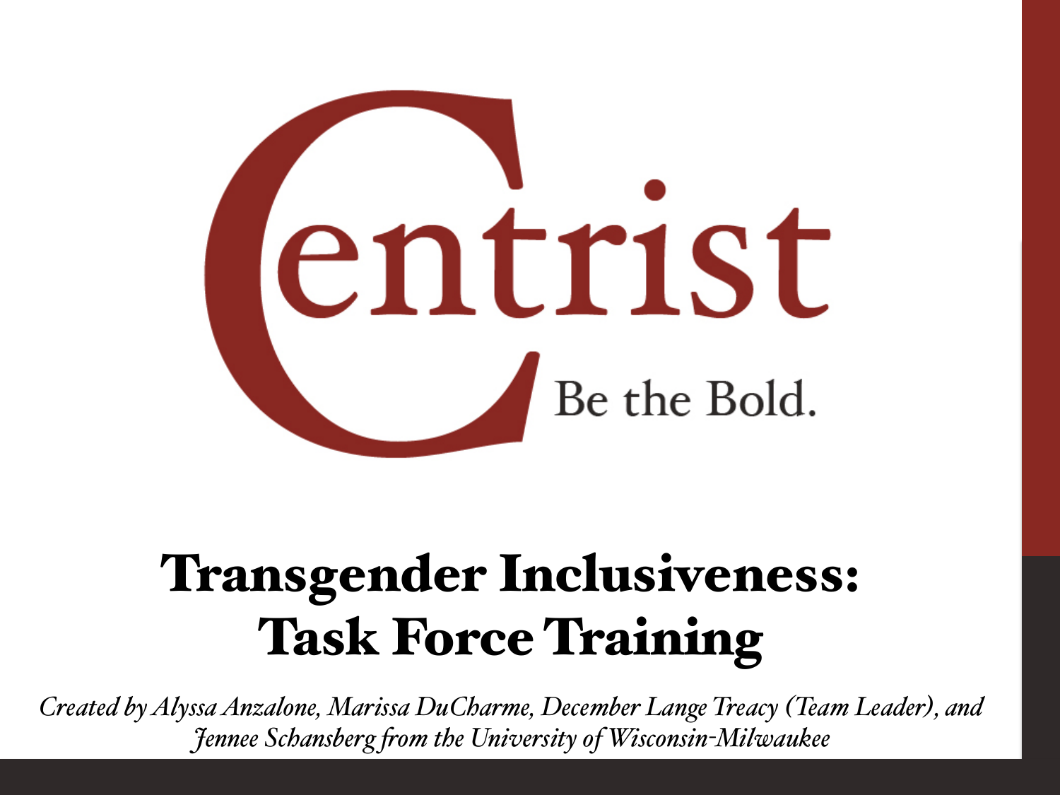Centrist

Be the Bold.

# Transgender Inclusiveness: Task Force Training

*Created by Alyssa Anzalone, Marissa DuCharme, December Lange Treacy (Team Leader), and Jennee Schansberg from the University of Wisconsin-Milwaukee*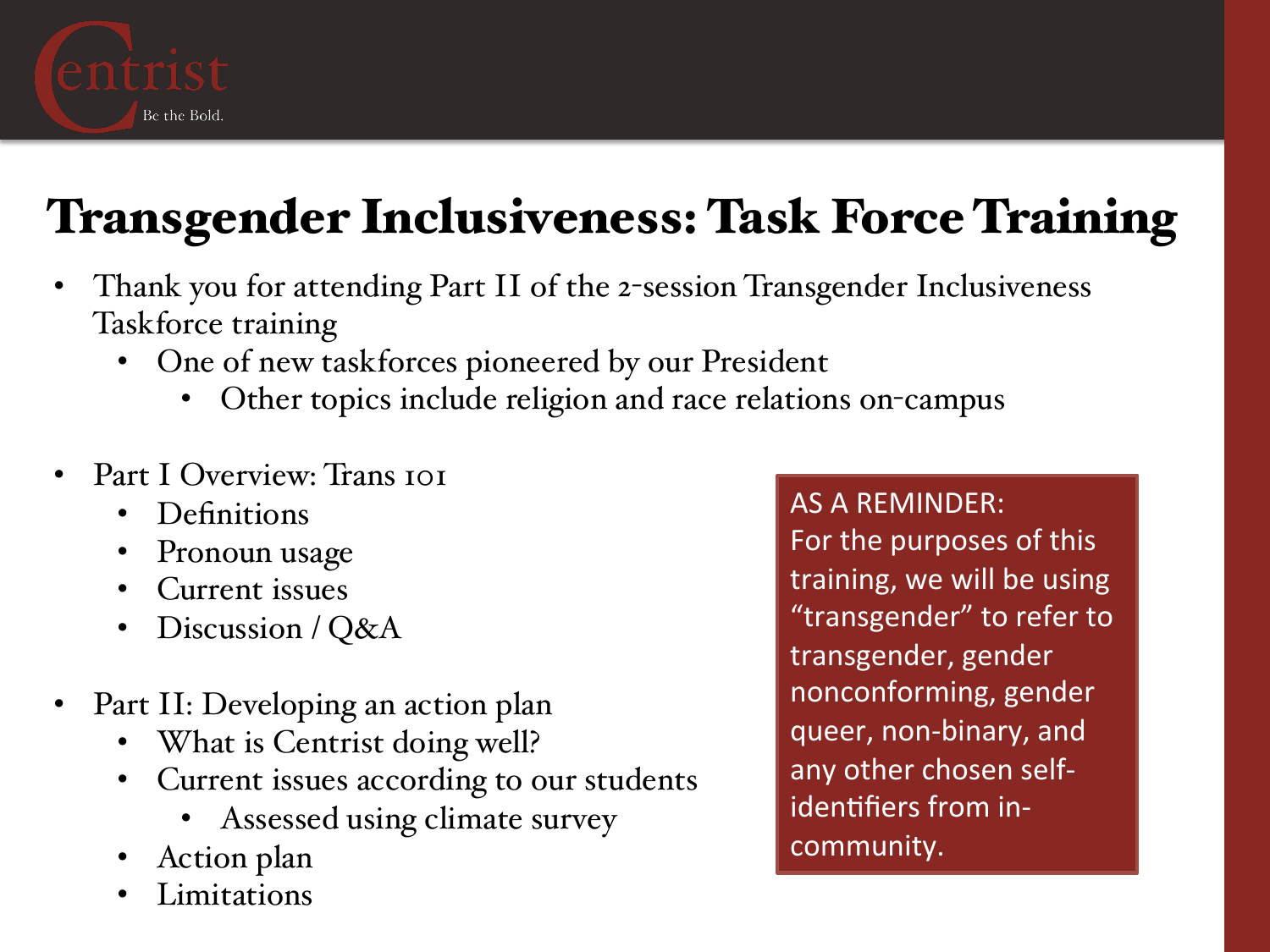# Transgender Inclusiveness: Task Force Training

- Thank you for attending Part II of the 2-session Transgender Inclusiveness Taskforce training
  - One of new taskforces pioneered by our President
    - Other topics include religion and race relations on-campus

- Part I Overview: Trans 101
  - Definitions
  - Pronoun usage
  - Current issues
  - Discussion / Q&A

- Part II: Developing an action plan
  - What is Centrist doing well?
  - Current issues according to our students
    - Assessed using climate survey
  - Action plan
  - Limitations

AS A REMINDER:
For the purposes of this training, we will be using "transgender" to refer to transgender, gender nonconforming, gender queer, non-binary, and any other chosen self-identifiers from in-community.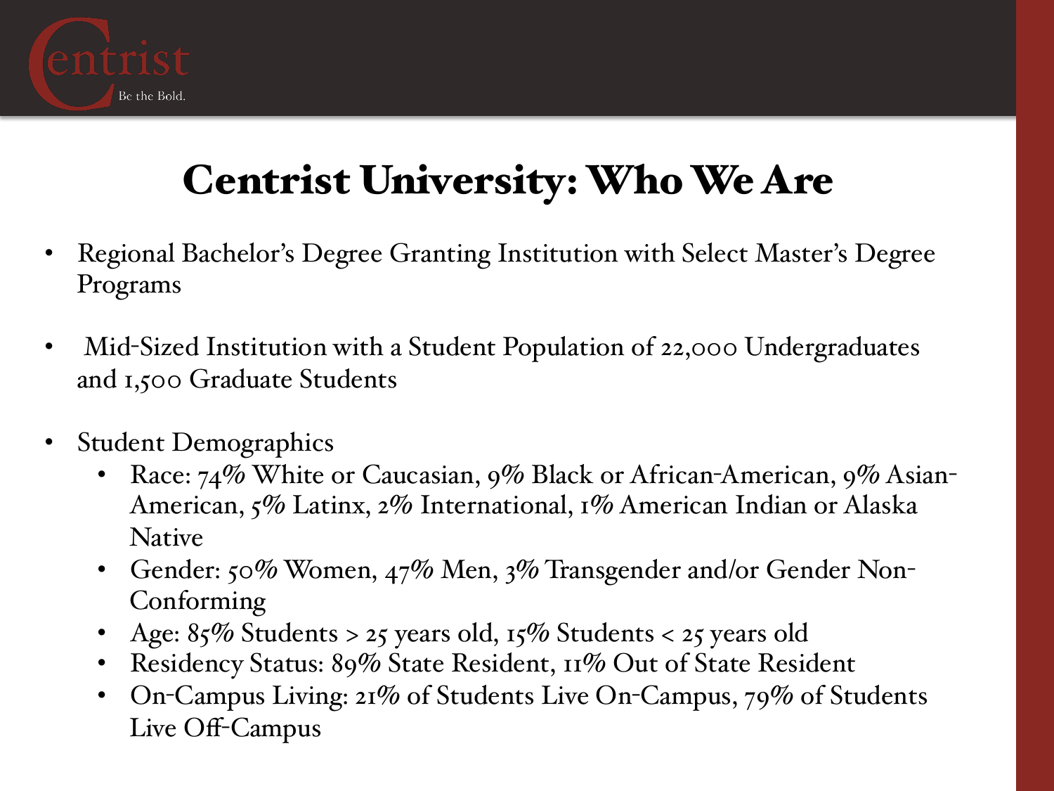# Centrist University: Who We Are

- Regional Bachelor's Degree Granting Institution with Select Master's Degree Programs
- Mid-Sized Institution with a Student Population of 22,000 Undergraduates and 1,500 Graduate Students
- Student Demographics
  - Race: 74% White or Caucasian, 9% Black or African-American, 9% Asian-American, 5% Latinx, 2% International, 1% American Indian or Alaska Native
  - Gender: 50% Women, 47% Men, 3% Transgender and/or Gender Non-Conforming
  - Age: 85% Students > 25 years old, 15% Students < 25 years old
  - Residency Status: 89% State Resident, 11% Out of State Resident
  - On-Campus Living: 21% of Students Live On-Campus, 79% of Students Live Off-Campus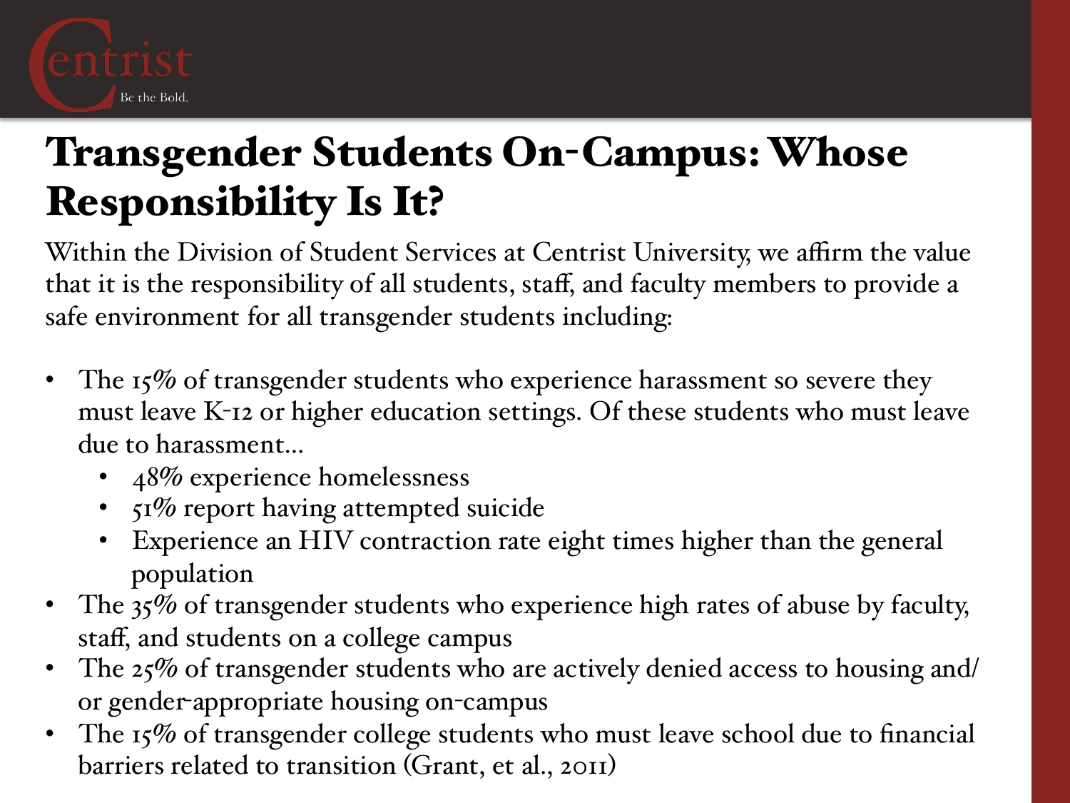# Transgender Students On-Campus: Whose Responsibility Is It?

Within the Division of Student Services at Centrist University, we affirm the value that it is the responsibility of all students, staff, and faculty members to provide a safe environment for all transgender students including:

- The 15% of transgender students who experience harassment so severe they must leave K-12 or higher education settings. Of these students who must leave due to harassment…
  - 48% experience homelessness
  - 51% report having attempted suicide
  - Experience an HIV contraction rate eight times higher than the general population
- The 35% of transgender students who experience high rates of abuse by faculty, staff, and students on a college campus
- The 25% of transgender students who are actively denied access to housing and/or gender-appropriate housing on-campus
- The 15% of transgender college students who must leave school due to financial barriers related to transition (Grant, et al., 2011)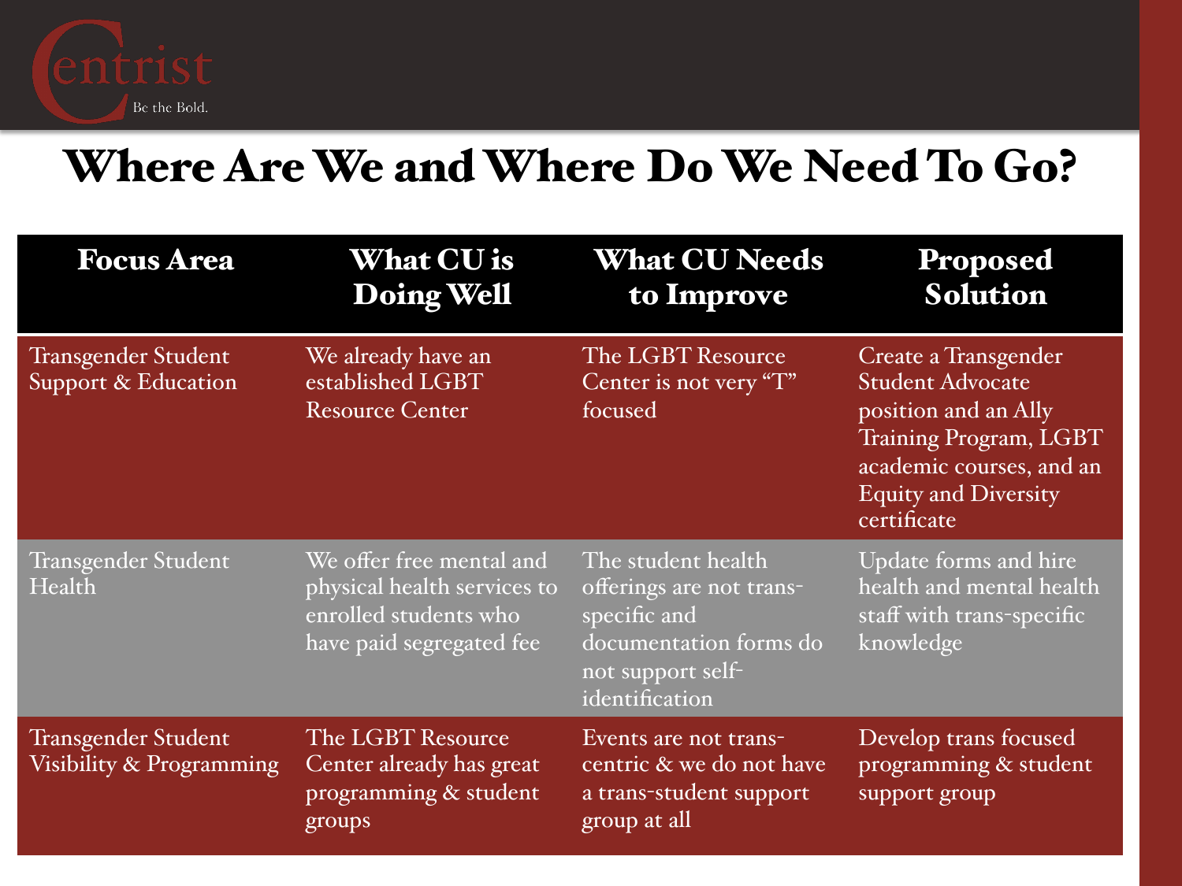# Where Are We and Where Do We Need To Go?

| Focus Area | What CU is Doing Well | What CU Needs to Improve | Proposed Solution |
|---|---|---|---|
| Transgender Student Support & Education | We already have an established LGBT Resource Center | The LGBT Resource Center is not very "T" focused | Create a Transgender Student Advocate position and an Ally Training Program, LGBT academic courses, and an Equity and Diversity certificate |
| Transgender Student Health | We offer free mental and physical health services to enrolled students who have paid segregated fee | The student health offerings are not trans-specific and documentation forms do not support self-identification | Update forms and hire health and mental health staff with trans-specific knowledge |
| Transgender Student Visibility & Programming | The LGBT Resource Center already has great programming & student groups | Events are not trans-centric & we do not have a trans-student support group at all | Develop trans focused programming & student support group |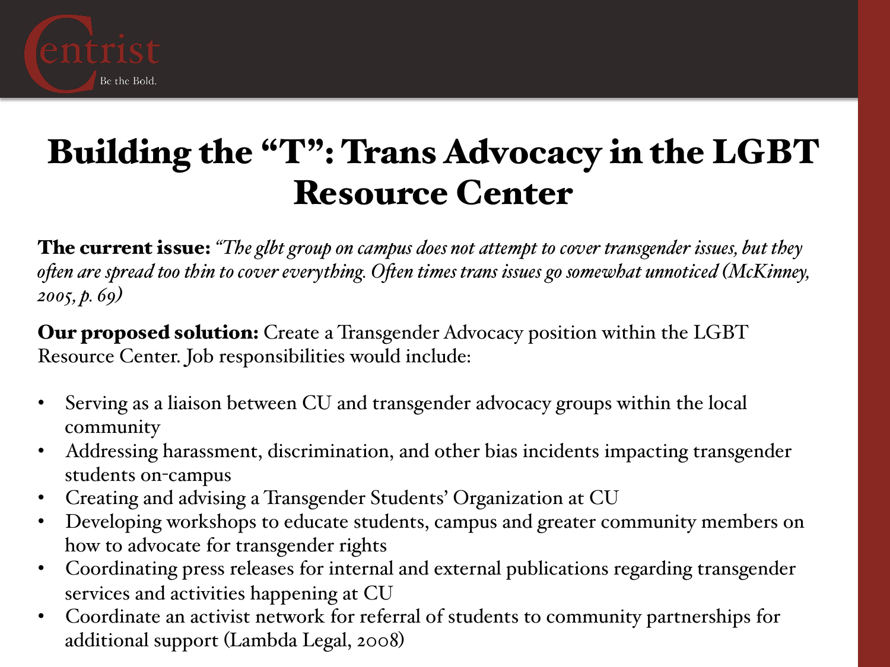# Building the "T": Trans Advocacy in the LGBT Resource Center

**The current issue:** *"The glbt group on campus does not attempt to cover transgender issues, but they often are spread too thin to cover everything. Often times trans issues go somewhat unnoticed (McKinney, 2005, p. 69)*

**Our proposed solution:** Create a Transgender Advocacy position within the LGBT Resource Center. Job responsibilities would include:

- Serving as a liaison between CU and transgender advocacy groups within the local community
- Addressing harassment, discrimination, and other bias incidents impacting transgender students on-campus
- Creating and advising a Transgender Students' Organization at CU
- Developing workshops to educate students, campus and greater community members on how to advocate for transgender rights
- Coordinating press releases for internal and external publications regarding transgender services and activities happening at CU
- Coordinate an activist network for referral of students to community partnerships for additional support (Lambda Legal, 2008)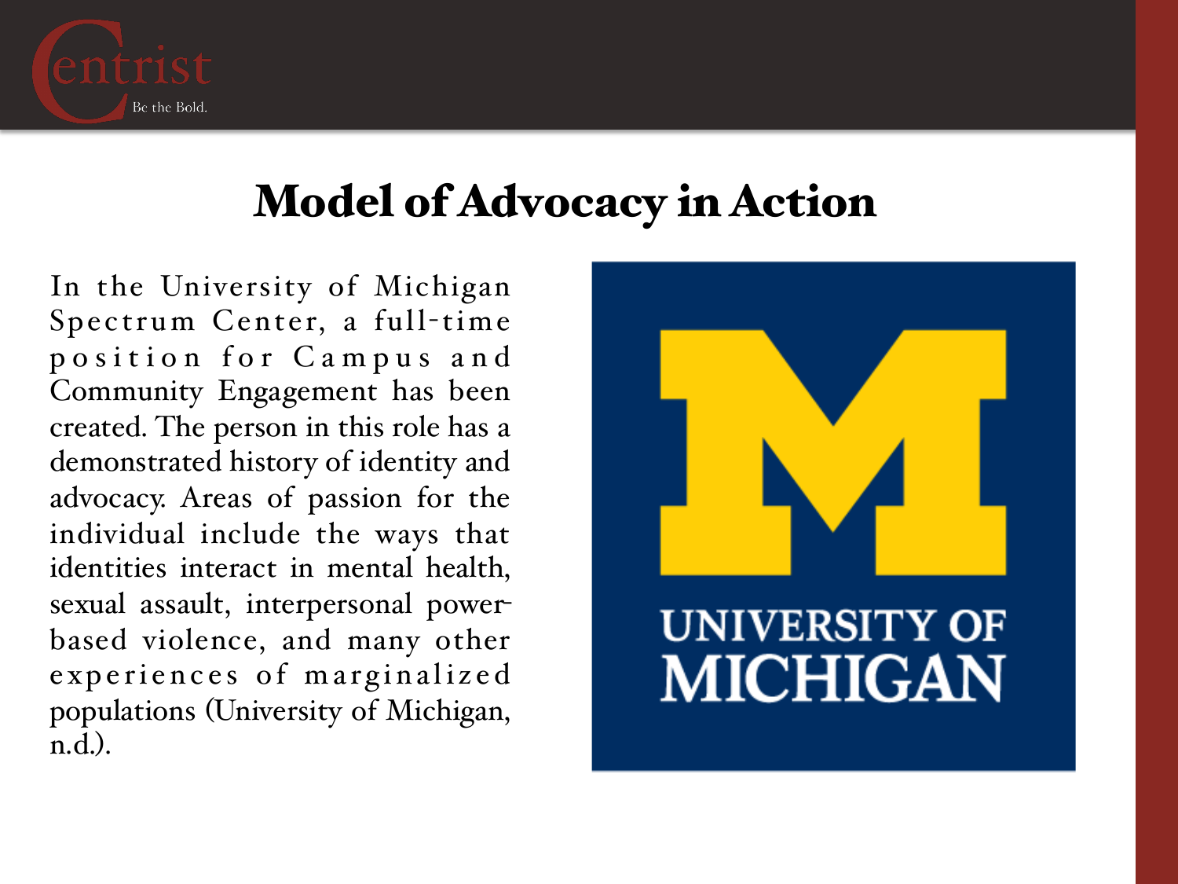# Model of Advocacy in Action

In the University of Michigan Spectrum Center, a full-time position for Campus and Community Engagement has been created. The person in this role has a demonstrated history of identity and advocacy. Areas of passion for the individual include the ways that identities interact in mental health, sexual assault, interpersonal power-based violence, and many other experiences of marginalized populations (University of Michigan, n.d.).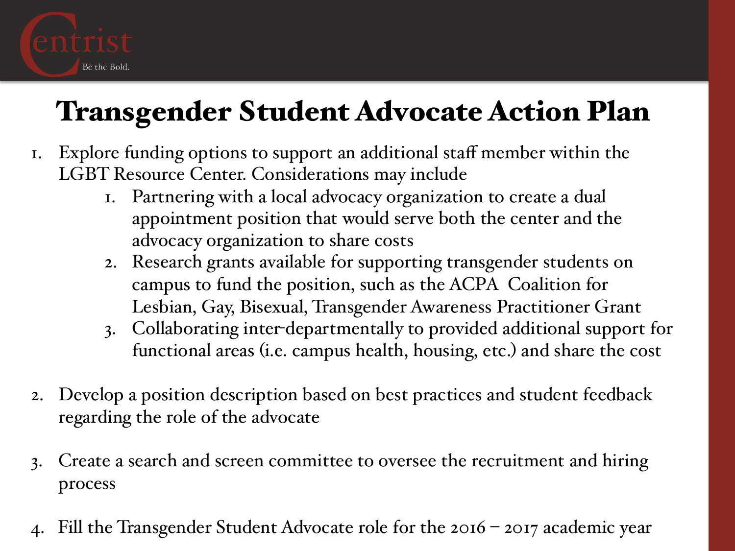# Transgender Student Advocate Action Plan

1. Explore funding options to support an additional staff member within the LGBT Resource Center. Considerations may include
   1. Partnering with a local advocacy organization to create a dual appointment position that would serve both the center and the advocacy organization to share costs
   2. Research grants available for supporting transgender students on campus to fund the position, such as the ACPA Coalition for Lesbian, Gay, Bisexual, Transgender Awareness Practitioner Grant
   3. Collaborating inter-departmentally to provided additional support for functional areas (i.e. campus health, housing, etc.) and share the cost

2. Develop a position description based on best practices and student feedback regarding the role of the advocate

3. Create a search and screen committee to oversee the recruitment and hiring process

4. Fill the Transgender Student Advocate role for the 2016 – 2017 academic year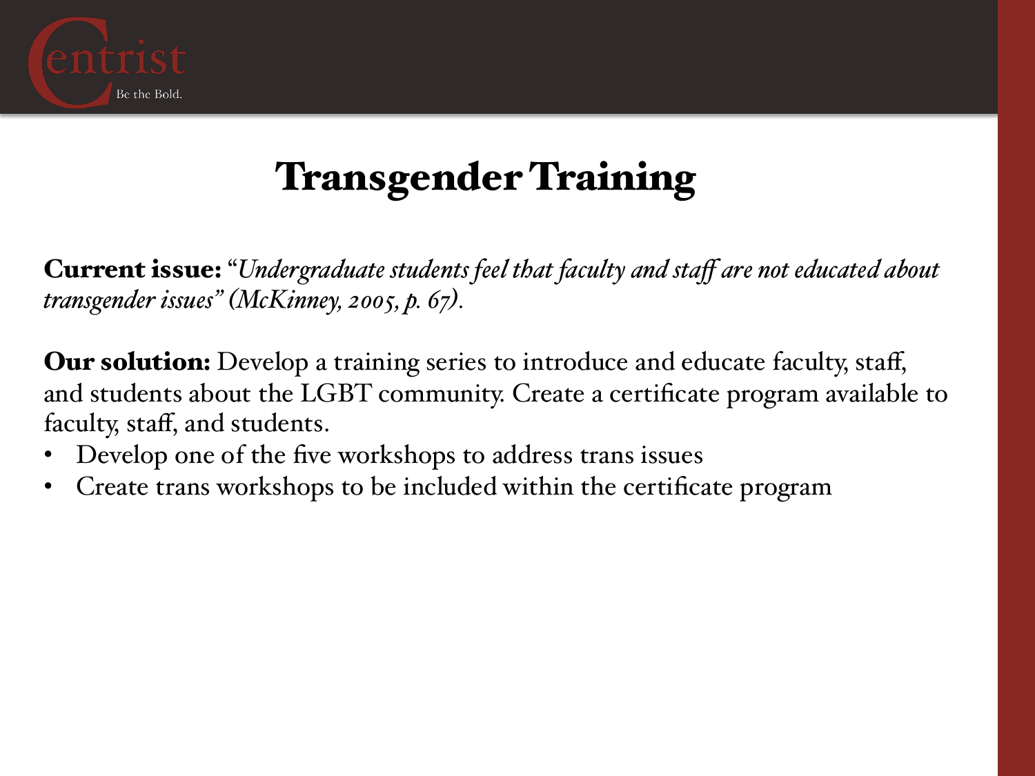# Transgender Training

**Current issue:** "*Undergraduate students feel that faculty and staff are not educated about transgender issues" (McKinney, 2005, p. 67).*

**Our solution:** Develop a training series to introduce and educate faculty, staff, and students about the LGBT community. Create a certificate program available to faculty, staff, and students.

- Develop one of the five workshops to address trans issues
- Create trans workshops to be included within the certificate program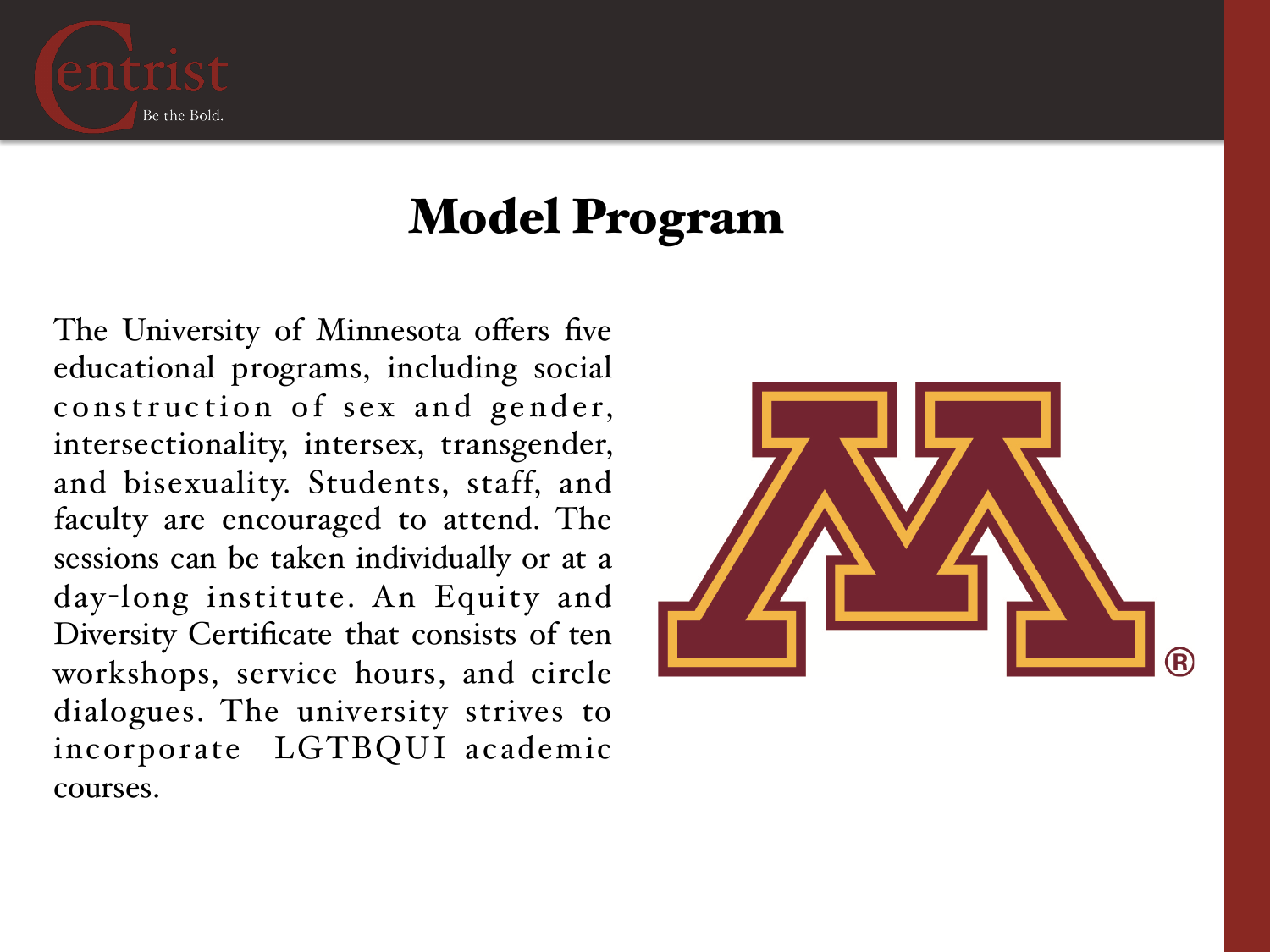# Model Program

The University of Minnesota offers five educational programs, including social construction of sex and gender, intersectionality, intersex, transgender, and bisexuality. Students, staff, and faculty are encouraged to attend. The sessions can be taken individually or at a day-long institute. An Equity and Diversity Certificate that consists of ten workshops, service hours, and circle dialogues. The university strives to incorporate LGTBQUI academic courses.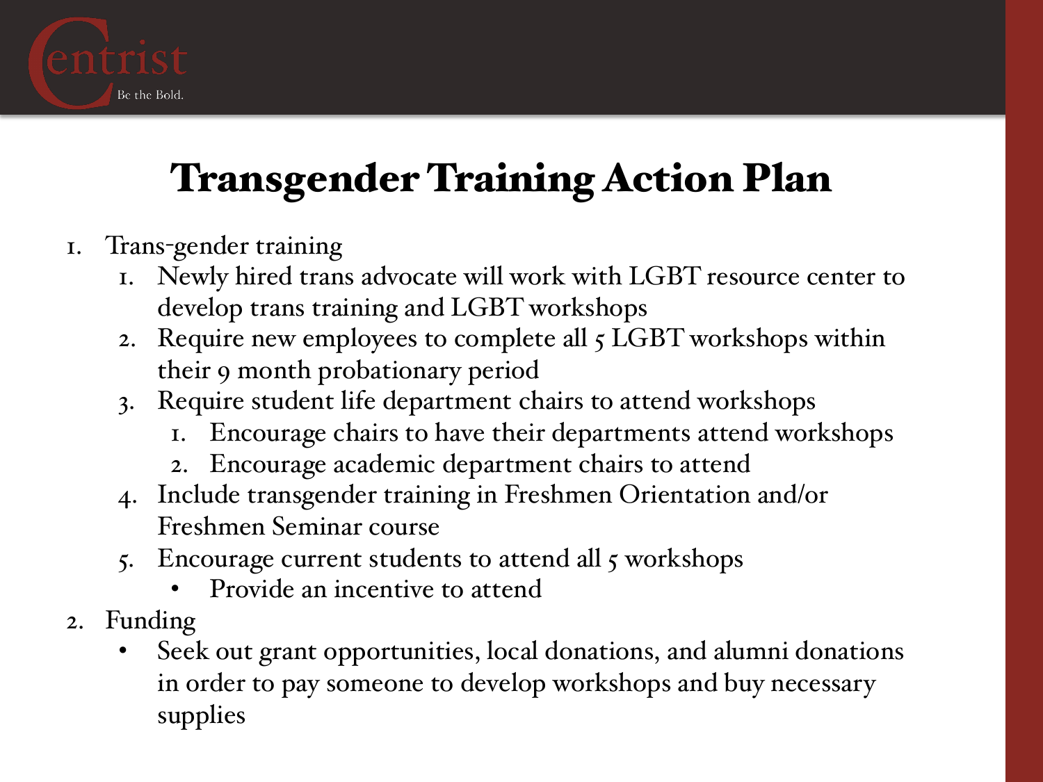# Transgender Training Action Plan

1. Trans-gender training
   1. Newly hired trans advocate will work with LGBT resource center to develop trans training and LGBT workshops
   2. Require new employees to complete all 5 LGBT workshops within their 9 month probationary period
   3. Require student life department chairs to attend workshops
      1. Encourage chairs to have their departments attend workshops
      2. Encourage academic department chairs to attend
   4. Include transgender training in Freshmen Orientation and/or Freshmen Seminar course
   5. Encourage current students to attend all 5 workshops
      - Provide an incentive to attend
2. Funding
   - Seek out grant opportunities, local donations, and alumni donations in order to pay someone to develop workshops and buy necessary supplies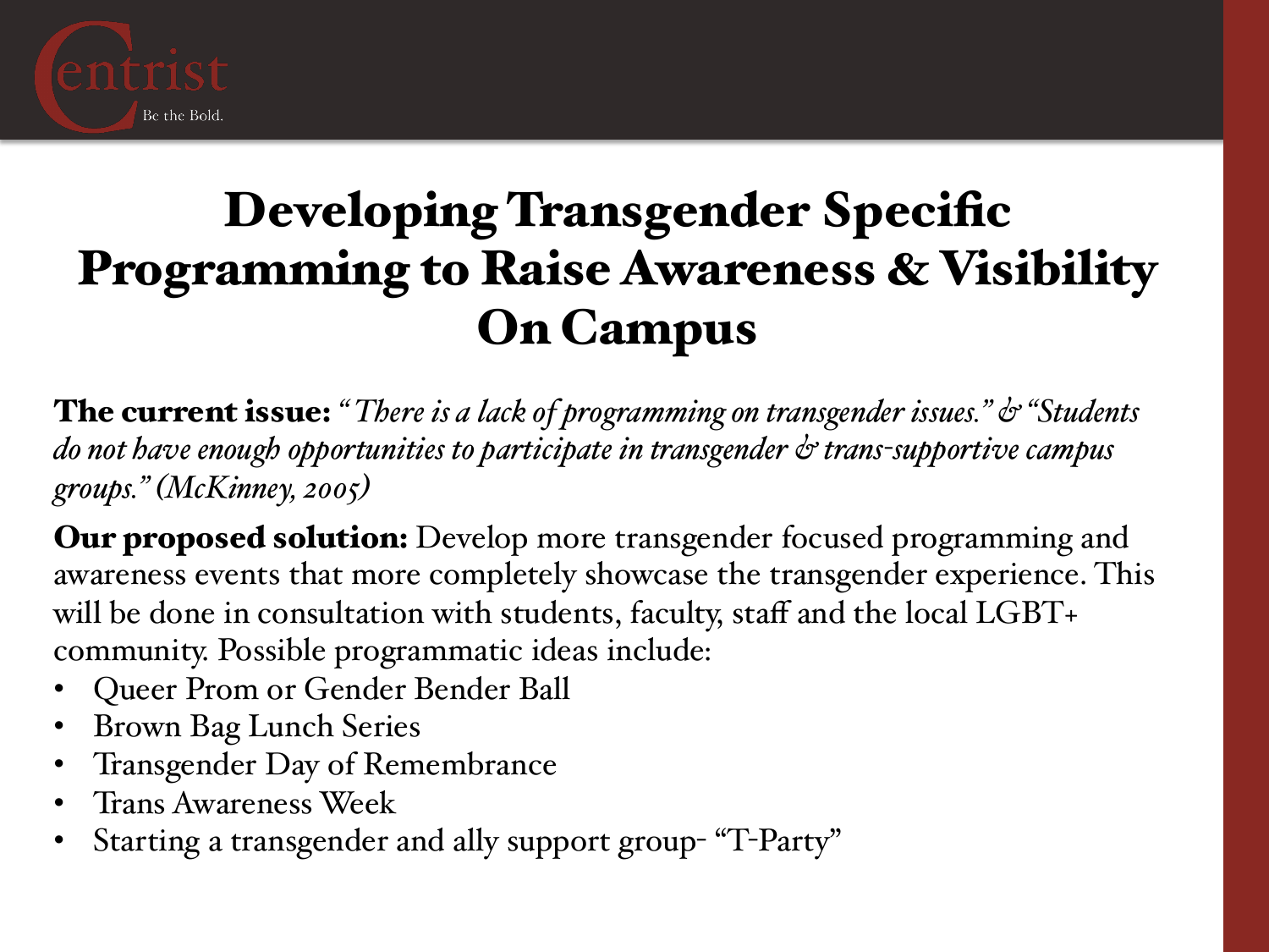# Developing Transgender Specific Programming to Raise Awareness & Visibility On Campus

**The current issue:** *"There is a lack of programming on transgender issues." & "Students do not have enough opportunities to participate in transgender & trans-supportive campus groups." (McKinney, 2005)*

**Our proposed solution:** Develop more transgender focused programming and awareness events that more completely showcase the transgender experience. This will be done in consultation with students, faculty, staff and the local LGBT+ community. Possible programmatic ideas include:

- Queer Prom or Gender Bender Ball
- Brown Bag Lunch Series
- Transgender Day of Remembrance
- Trans Awareness Week
- Starting a transgender and ally support group- "T-Party"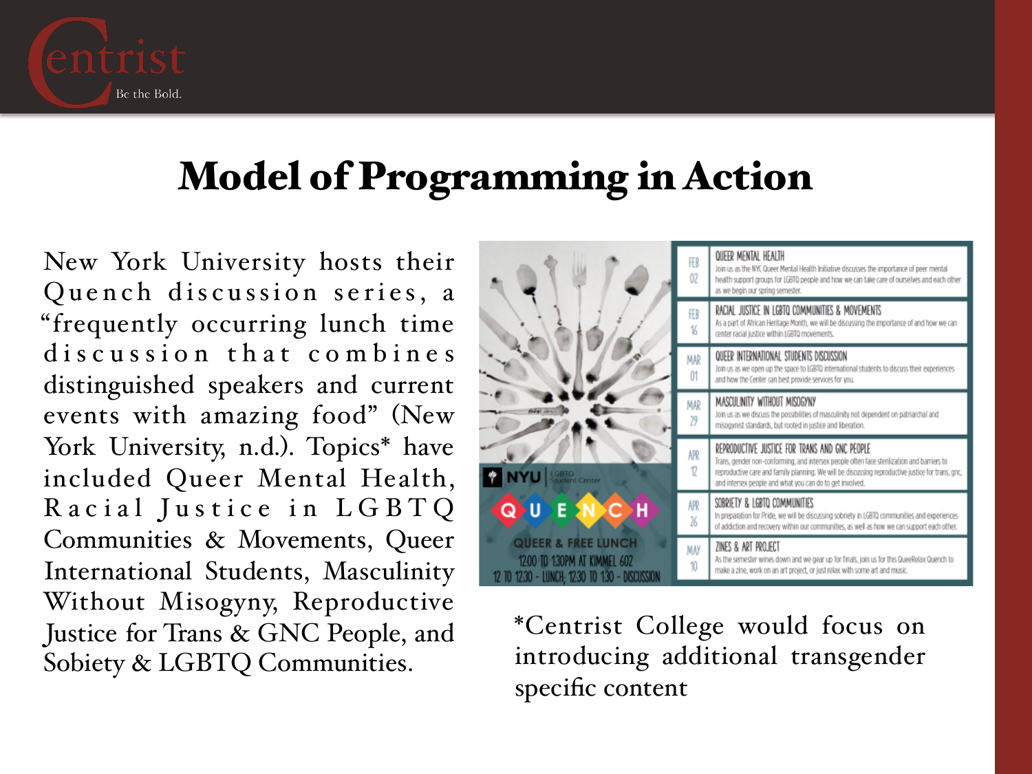# Model of Programming in Action

New York University hosts their Quench discussion series, a "frequently occurring lunch time discussion that combines distinguished speakers and current events with amazing food" (New York University, n.d.). Topics* have included Queer Mental Health, Racial Justice in LGBTQ Communities & Movements, Queer International Students, Masculinity Without Misogyny, Reproductive Justice for Trans & GNC People, and Sobiety & LGBTQ Communities.

NYU LGBTQ Student Center

QUENCH

QUEER & FREE LUNCH

12:00 TO 1:30PM AT KIMMEL 602

12 TO 12:30 - LUNCH; 12:30 TO 1:30 - DISCUSSION

| Date | Event |
|---|---|
| FEB 02 | **QUEER MENTAL HEALTH** Join us as the NYC Queer Mental Health Initiative discusses the importance of peer mental health support groups for LGBTQ people and how we can take care of ourselves and each other as we begin our spring semester. |
| FEB 16 | **RACIAL JUSTICE IN LGBTQ COMMUNITIES & MOVEMENTS** As a part of African Heritage Month, we will be discussing the importance of and how we can center racial justice within LGBTQ movements. |
| MAR 01 | **QUEER INTERNATIONAL STUDENTS DISCUSSION** Join us as we open up the space to LGBTQ international students to discuss their experiences and how the Center can best provide services for you. |
| MAR 29 | **MASCULINITY WITHOUT MISOGYNY** Join us as we discuss the possibilities of masculinity not dependent on patriarchal and misogynist standards, but rooted in justice and liberation. |
| APR 12 | **REPRODUCTIVE JUSTICE FOR TRANS AND GNC PEOPLE** Trans, gender non-conforming, and intersex people often face sterilization and barriers to reproductive care and family planning. We will be discussing reproductive justice for trans, gnc, and intersex people and what you can do to get involved. |
| APR 26 | **SOBRIETY & LGBTQ COMMUNITIES** In preparation for Pride, we will be discussing sobriety in LGBTQ communities and experiences of addiction and recovery within our communities, as well as how we can support each other. |
| MAY 10 | **ZINES & ART PROJECT** As the semester winds down and we gear up for finals, join us for this QueeRelax Quench to make a zine, work on an art project, or just relax with some art and music. |

*Centrist College would focus on introducing additional transgender specific content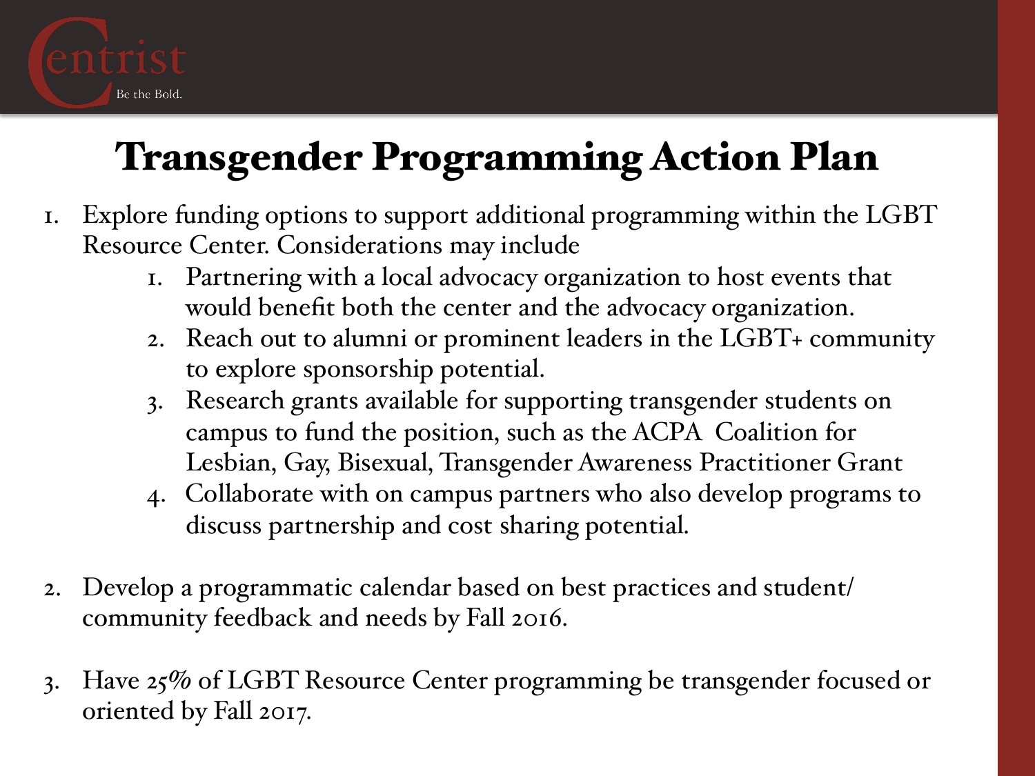# Transgender Programming Action Plan

1. Explore funding options to support additional programming within the LGBT Resource Center. Considerations may include
   1. Partnering with a local advocacy organization to host events that would benefit both the center and the advocacy organization.
   2. Reach out to alumni or prominent leaders in the LGBT+ community to explore sponsorship potential.
   3. Research grants available for supporting transgender students on campus to fund the position, such as the ACPA Coalition for Lesbian, Gay, Bisexual, Transgender Awareness Practitioner Grant
   4. Collaborate with on campus partners who also develop programs to discuss partnership and cost sharing potential.

2. Develop a programmatic calendar based on best practices and student/community feedback and needs by Fall 2016.

3. Have 25% of LGBT Resource Center programming be transgender focused or oriented by Fall 2017.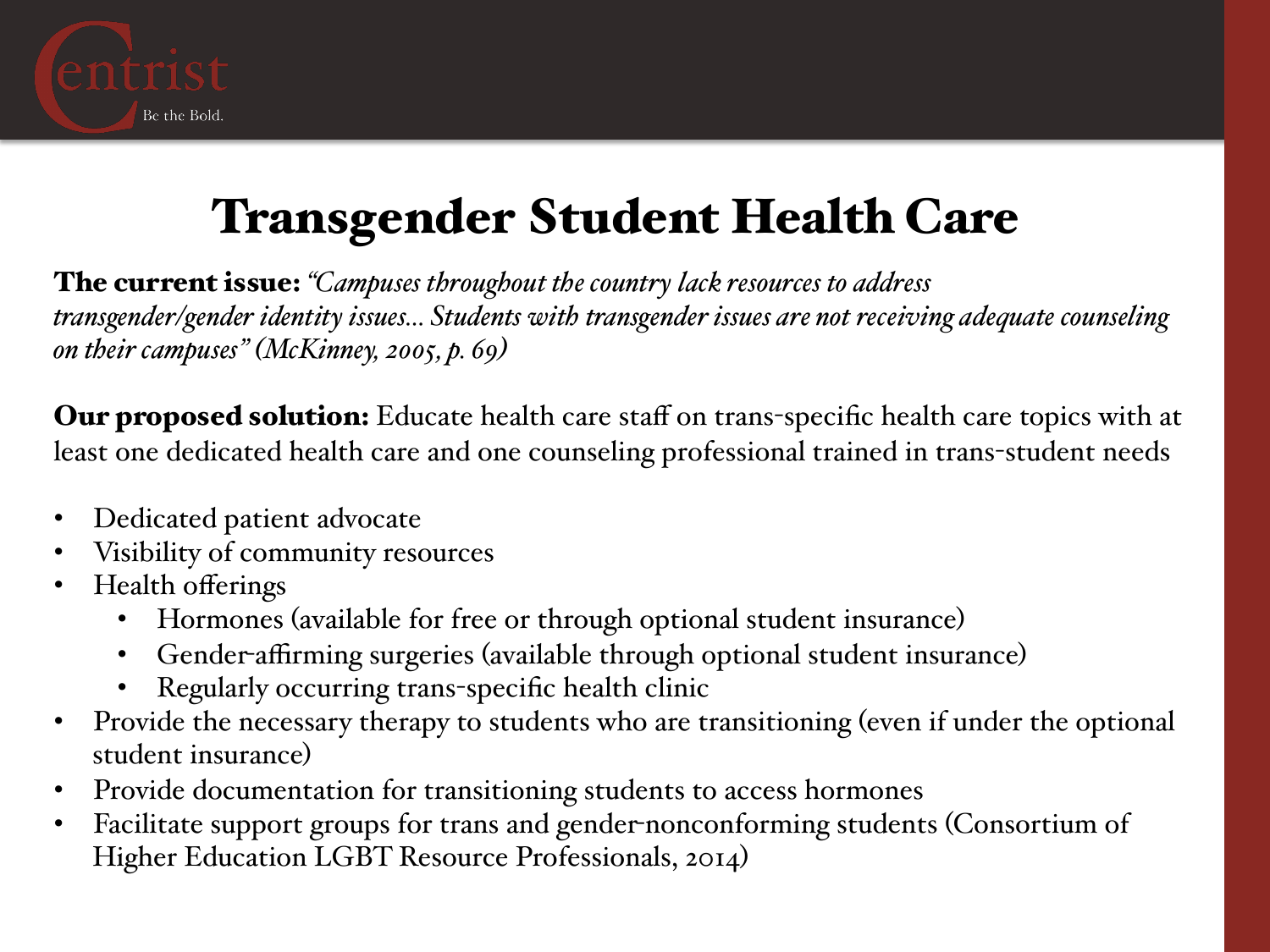# Transgender Student Health Care

**The current issue:** *"Campuses throughout the country lack resources to address transgender/gender identity issues… Students with transgender issues are not receiving adequate counseling on their campuses" (McKinney, 2005, p. 69)*

**Our proposed solution:** Educate health care staff on trans-specific health care topics with at least one dedicated health care and one counseling professional trained in trans-student needs

- Dedicated patient advocate
- Visibility of community resources
- Health offerings
  - Hormones (available for free or through optional student insurance)
  - Gender-affirming surgeries (available through optional student insurance)
  - Regularly occurring trans-specific health clinic
- Provide the necessary therapy to students who are transitioning (even if under the optional student insurance)
- Provide documentation for transitioning students to access hormones
- Facilitate support groups for trans and gender-nonconforming students (Consortium of Higher Education LGBT Resource Professionals, 2014)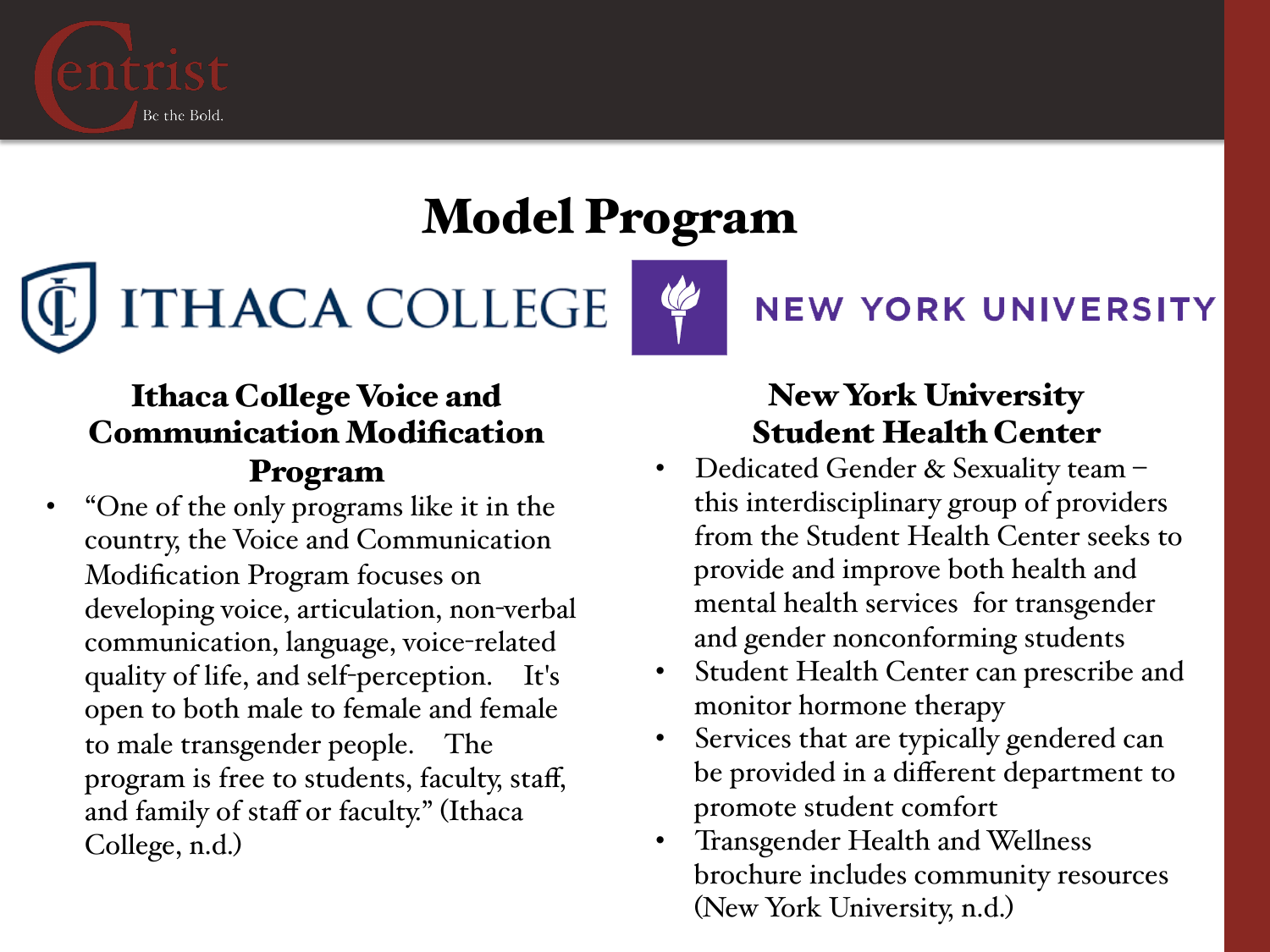# Model Program

ITHACA COLLEGE

NEW YORK UNIVERSITY

## Ithaca College Voice and Communication Modification Program

- "One of the only programs like it in the country, the Voice and Communication Modification Program focuses on developing voice, articulation, non-verbal communication, language, voice-related quality of life, and self-perception. It's open to both male to female and female to male transgender people. The program is free to students, faculty, staff, and family of staff or faculty." (Ithaca College, n.d.)

## New York University Student Health Center

- Dedicated Gender & Sexuality team – this interdisciplinary group of providers from the Student Health Center seeks to provide and improve both health and mental health services for transgender and gender nonconforming students
- Student Health Center can prescribe and monitor hormone therapy
- Services that are typically gendered can be provided in a different department to promote student comfort
- Transgender Health and Wellness brochure includes community resources (New York University, n.d.)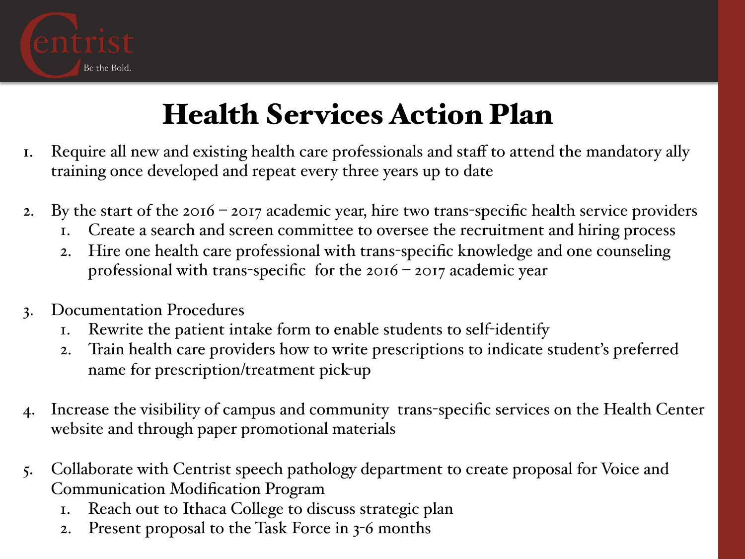# Health Services Action Plan

1. Require all new and existing health care professionals and staff to attend the mandatory ally training once developed and repeat every three years up to date

2. By the start of the 2016 – 2017 academic year, hire two trans-specific health service providers
   1. Create a search and screen committee to oversee the recruitment and hiring process
   2. Hire one health care professional with trans-specific knowledge and one counseling professional with trans-specific for the 2016 – 2017 academic year

3. Documentation Procedures
   1. Rewrite the patient intake form to enable students to self-identify
   2. Train health care providers how to write prescriptions to indicate student's preferred name for prescription/treatment pick-up

4. Increase the visibility of campus and community trans-specific services on the Health Center website and through paper promotional materials

5. Collaborate with Centrist speech pathology department to create proposal for Voice and Communication Modification Program
   1. Reach out to Ithaca College to discuss strategic plan
   2. Present proposal to the Task Force in 3-6 months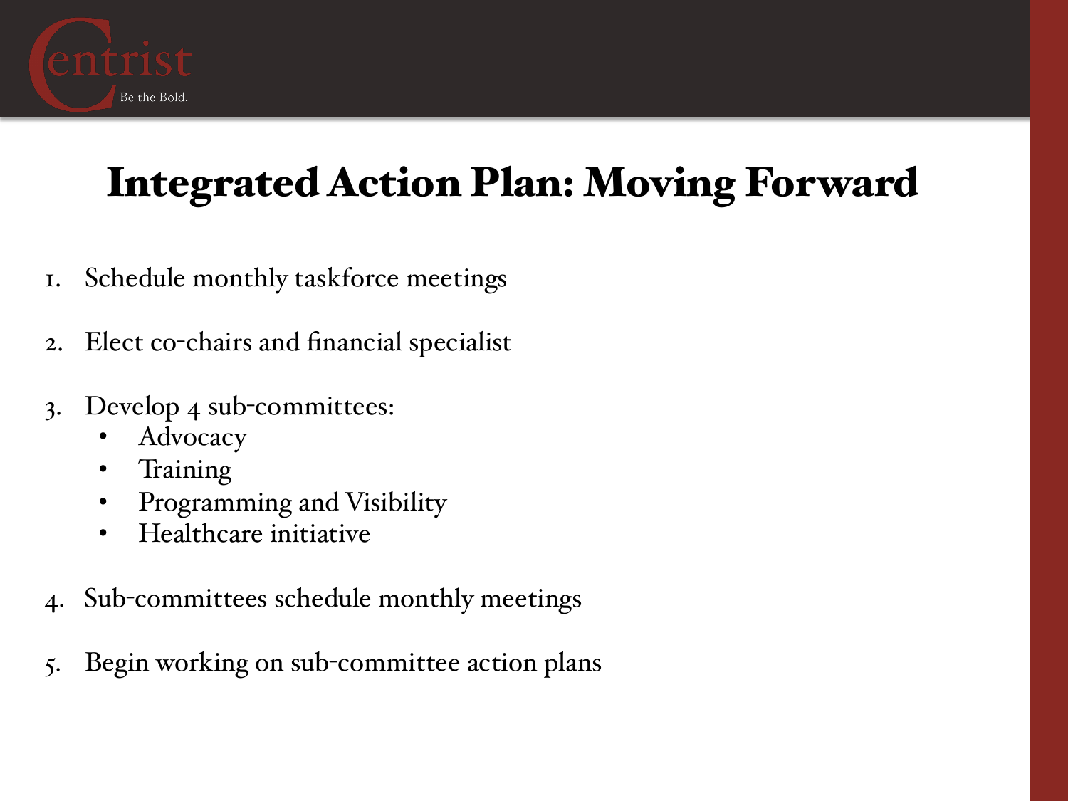# Integrated Action Plan: Moving Forward

1. Schedule monthly taskforce meetings

2. Elect co-chairs and financial specialist

3. Develop 4 sub-committees:
   - Advocacy
   - Training
   - Programming and Visibility
   - Healthcare initiative

4. Sub-committees schedule monthly meetings

5. Begin working on sub-committee action plans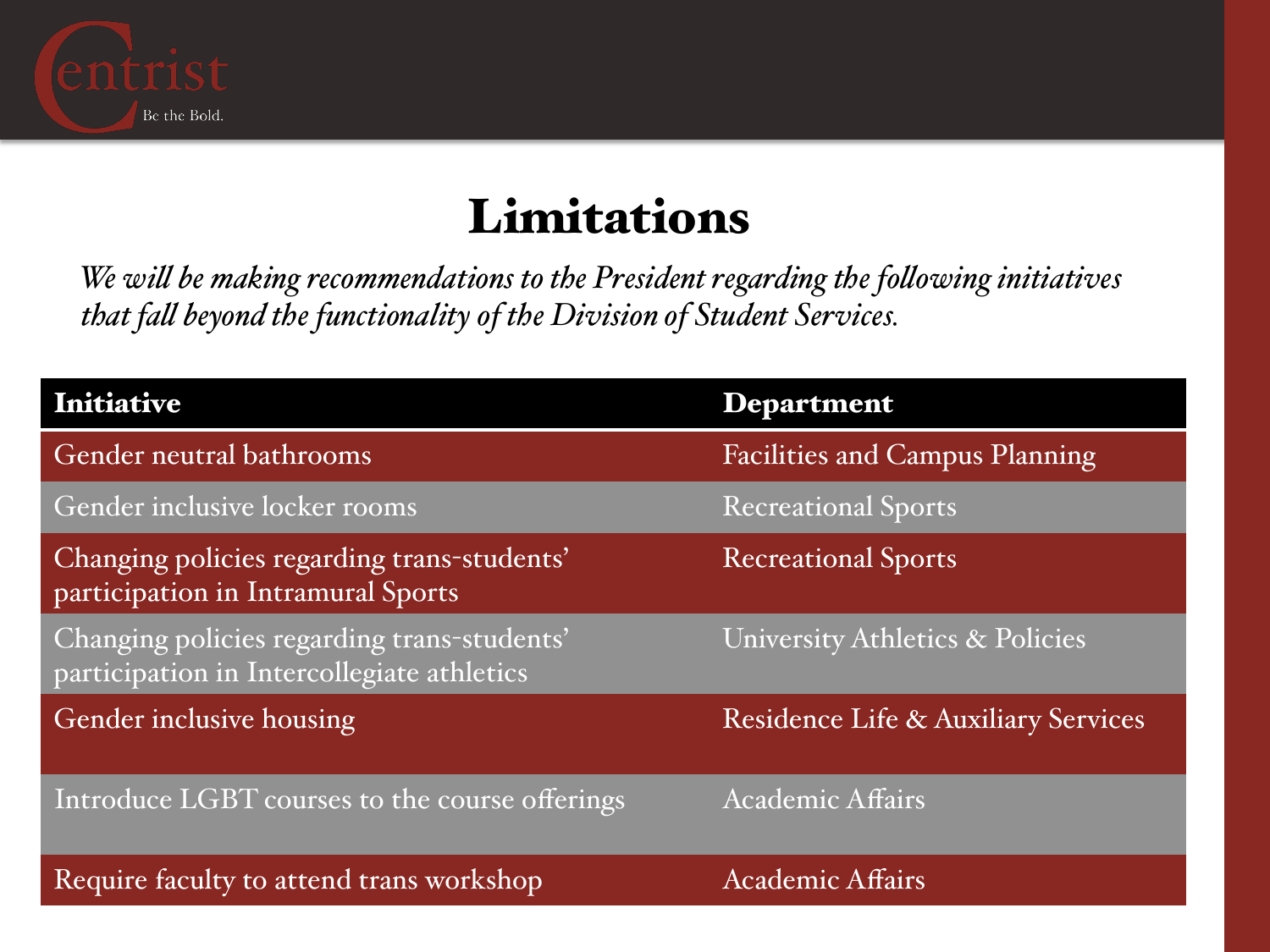# Limitations

*We will be making recommendations to the President regarding the following initiatives that fall beyond the functionality of the Division of Student Services.*

| Initiative | Department |
|---|---|
| Gender neutral bathrooms | Facilities and Campus Planning |
| Gender inclusive locker rooms | Recreational Sports |
| Changing policies regarding trans-students' participation in Intramural Sports | Recreational Sports |
| Changing policies regarding trans-students' participation in Intercollegiate athletics | University Athletics & Policies |
| Gender inclusive housing | Residence Life & Auxiliary Services |
| Introduce LGBT courses to the course offerings | Academic Affairs |
| Require faculty to attend trans workshop | Academic Affairs |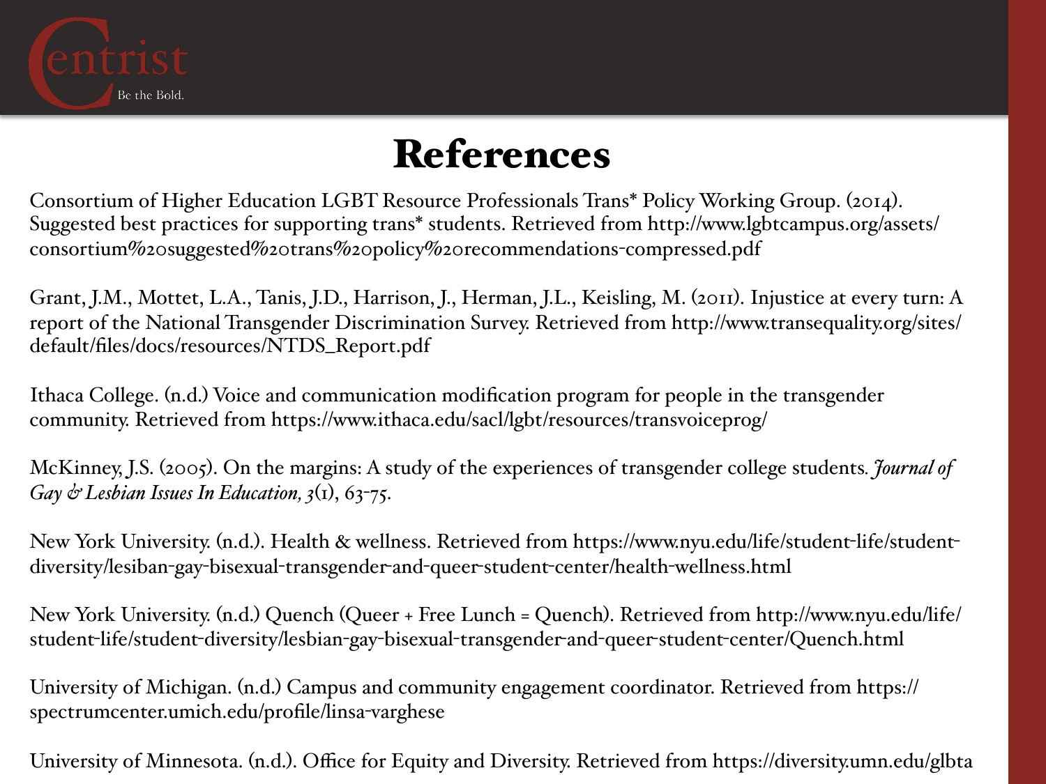# References

Consortium of Higher Education LGBT Resource Professionals Trans* Policy Working Group. (2014). Suggested best practices for supporting trans* students. Retrieved from http://www.lgbtcampus.org/assets/consortium%20suggested%20trans%20policy%20recommendations-compressed.pdf

Grant, J.M., Mottet, L.A., Tanis, J.D., Harrison, J., Herman, J.L., Keisling, M. (2011). Injustice at every turn: A report of the National Transgender Discrimination Survey. Retrieved from http://www.transequality.org/sites/default/files/docs/resources/NTDS_Report.pdf

Ithaca College. (n.d.) Voice and communication modification program for people in the transgender community. Retrieved from https://www.ithaca.edu/sacl/lgbt/resources/transvoiceprog/

McKinney, J.S. (2005). On the margins: A study of the experiences of transgender college students. *Journal of Gay & Lesbian Issues In Education, 3*(1), 63-75.

New York University. (n.d.). Health & wellness. Retrieved from https://www.nyu.edu/life/student-life/student-diversity/lesiban-gay-bisexual-transgender-and-queer-student-center/health-wellness.html

New York University. (n.d.) Quench (Queer + Free Lunch = Quench). Retrieved from http://www.nyu.edu/life/student-life/student-diversity/lesbian-gay-bisexual-transgender-and-queer-student-center/Quench.html

University of Michigan. (n.d.) Campus and community engagement coordinator. Retrieved from https://spectrumcenter.umich.edu/profile/linsa-varghese

University of Minnesota. (n.d.). Office for Equity and Diversity. Retrieved from https://diversity.umn.edu/glbta